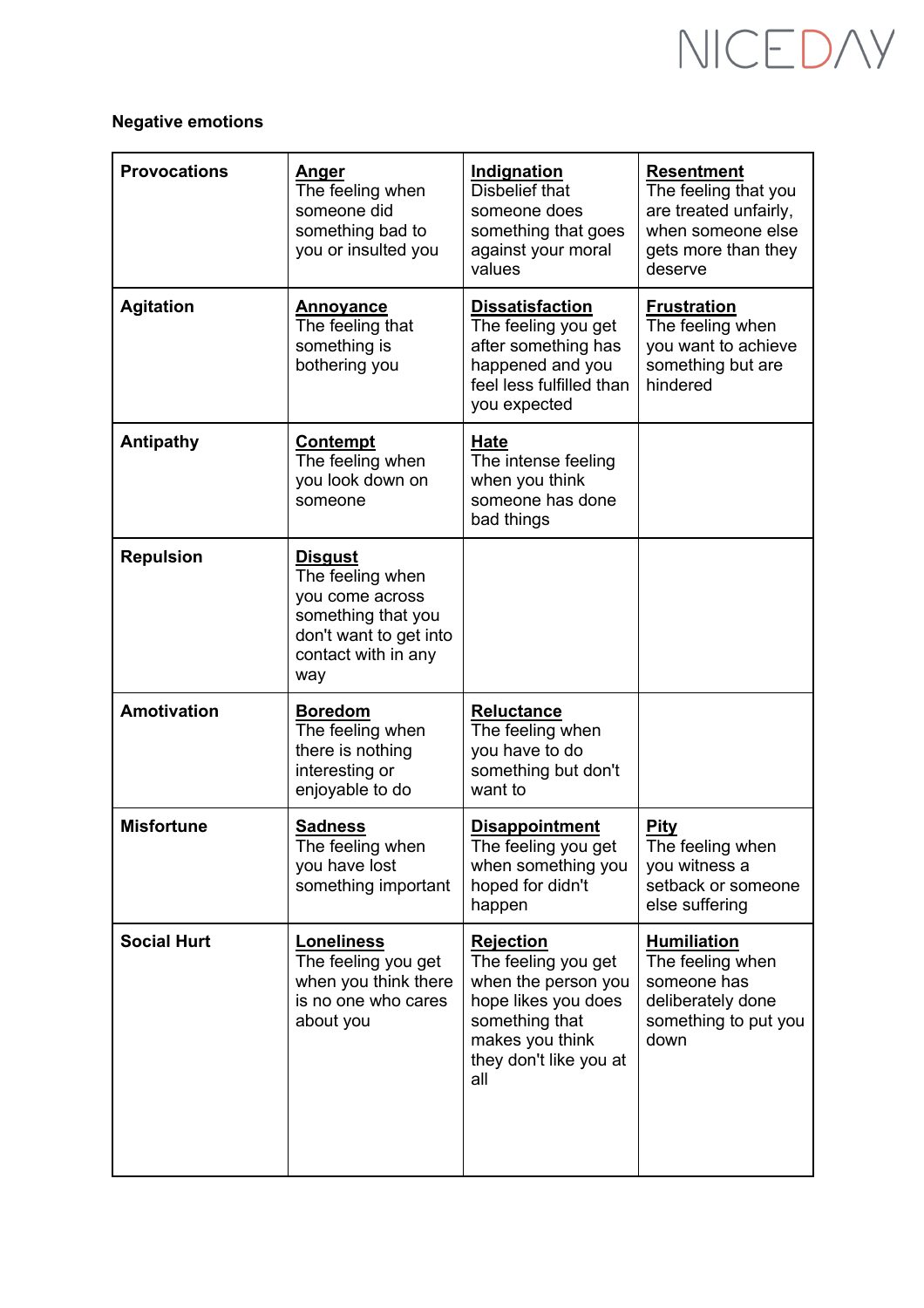**Negative emotions**

| | | | |
|---|---|---|---|
| **Provocations** | **Anger** The feeling when someone did something bad to you or insulted you | **Indignation** Disbelief that someone does something that goes against your moral values | **Resentment** The feeling that you are treated unfairly, when someone else gets more than they deserve |
| **Agitation** | **Annoyance** The feeling that something is bothering you | **Dissatisfaction** The feeling you get after something has happened and you feel less fulfilled than you expected | **Frustration** The feeling when you want to achieve something but are hindered |
| **Antipathy** | **Contempt** The feeling when you look down on someone | **Hate** The intense feeling when you think someone has done bad things | |
| **Repulsion** | **Disgust** The feeling when you come across something that you don't want to get into contact with in any way | | |
| **Amotivation** | **Boredom** The feeling when there is nothing interesting or enjoyable to do | **Reluctance** The feeling when you have to do something but don't want to | |
| **Misfortune** | **Sadness** The feeling when you have lost something important | **Disappointment** The feeling you get when something you hoped for didn't happen | **Pity** The feeling when you witness a setback or someone else suffering |
| **Social Hurt** | **Loneliness** The feeling you get when you think there is no one who cares about you | **Rejection** The feeling you get when the person you hope likes you does something that makes you think they don't like you at all | **Humiliation** The feeling when someone has deliberately done something to put you down |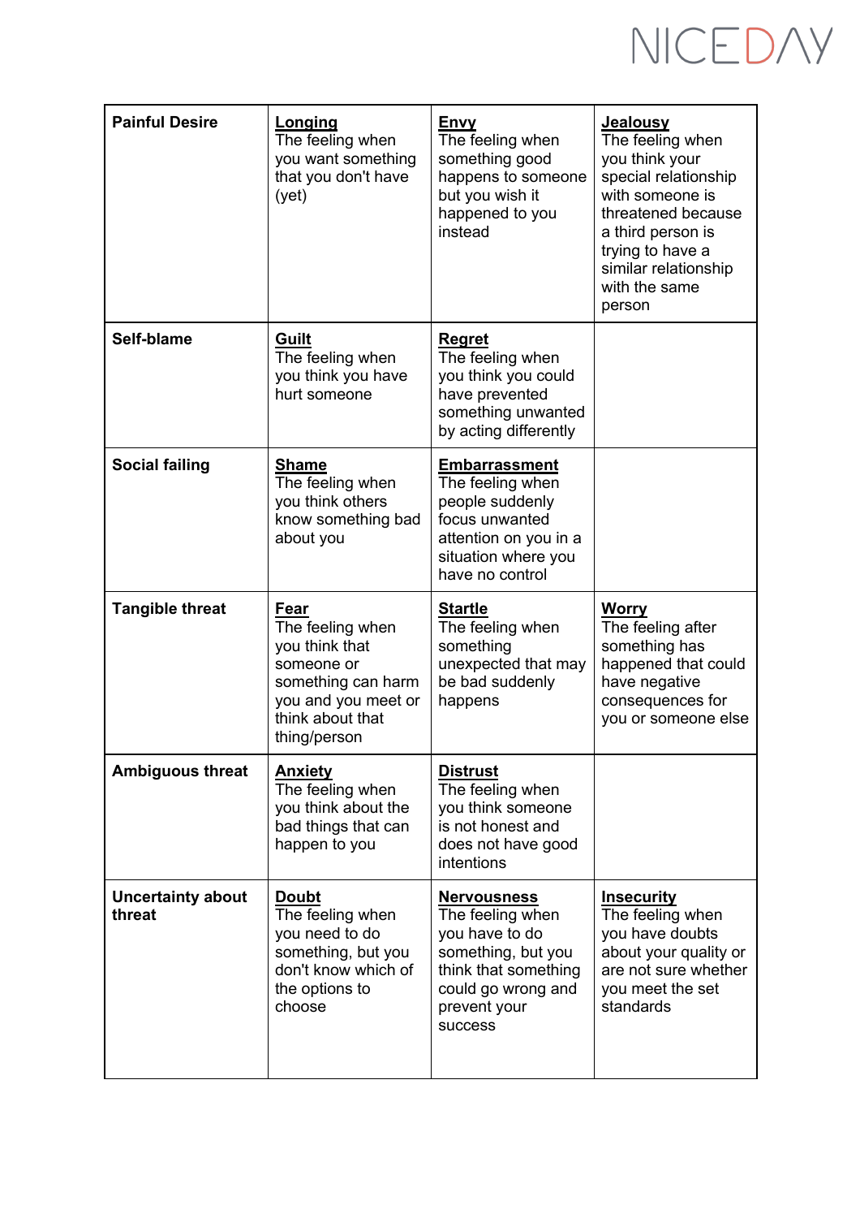| | | | |
|---|---|---|---|
| **Painful Desire** | **Longing** The feeling when you want something that you don't have (yet) | **Envy** The feeling when something good happens to someone but you wish it happened to you instead | **Jealousy** The feeling when you think your special relationship with someone is threatened because a third person is trying to have a similar relationship with the same person |
| **Self-blame** | **Guilt** The feeling when you think you have hurt someone | **Regret** The feeling when you think you could have prevented something unwanted by acting differently | |
| **Social failing** | **Shame** The feeling when you think others know something bad about you | **Embarrassment** The feeling when people suddenly focus unwanted attention on you in a situation where you have no control | |
| **Tangible threat** | **Fear** The feeling when you think that someone or something can harm you and you meet or think about that thing/person | **Startle** The feeling when something unexpected that may be bad suddenly happens | **Worry** The feeling after something has happened that could have negative consequences for you or someone else |
| **Ambiguous threat** | **Anxiety** The feeling when you think about the bad things that can happen to you | **Distrust** The feeling when you think someone is not honest and does not have good intentions | |
| **Uncertainty about threat** | **Doubt** The feeling when you need to do something, but you don't know which of the options to choose | **Nervousness** The feeling when you have to do something, but you think that something could go wrong and prevent your success | **Insecurity** The feeling when you have doubts about your quality or are not sure whether you meet the set standards |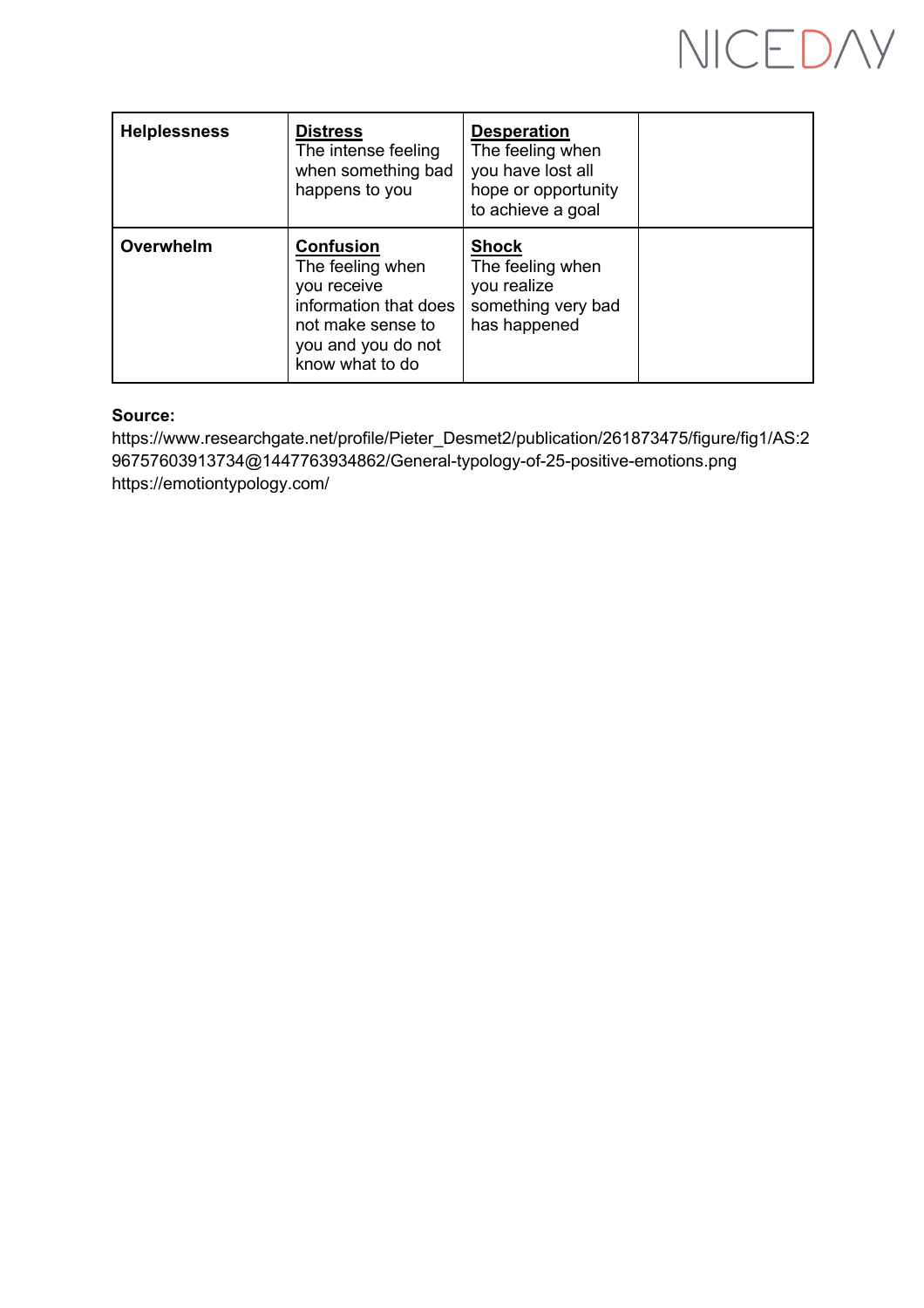| | | | |
|---|---|---|---|
| **Helplessness** | **Distress** The intense feeling when something bad happens to you | **Desperation** The feeling when you have lost all hope or opportunity to achieve a goal | |
| **Overwhelm** | **Confusion** The feeling when you receive information that does not make sense to you and you do not know what to do | **Shock** The feeling when you realize something very bad has happened | |

**Source:**
https://www.researchgate.net/profile/Pieter_Desmet2/publication/261873475/figure/fig1/AS:296757603913734@1447763934862/General-typology-of-25-positive-emotions.png
https://emotiontypology.com/